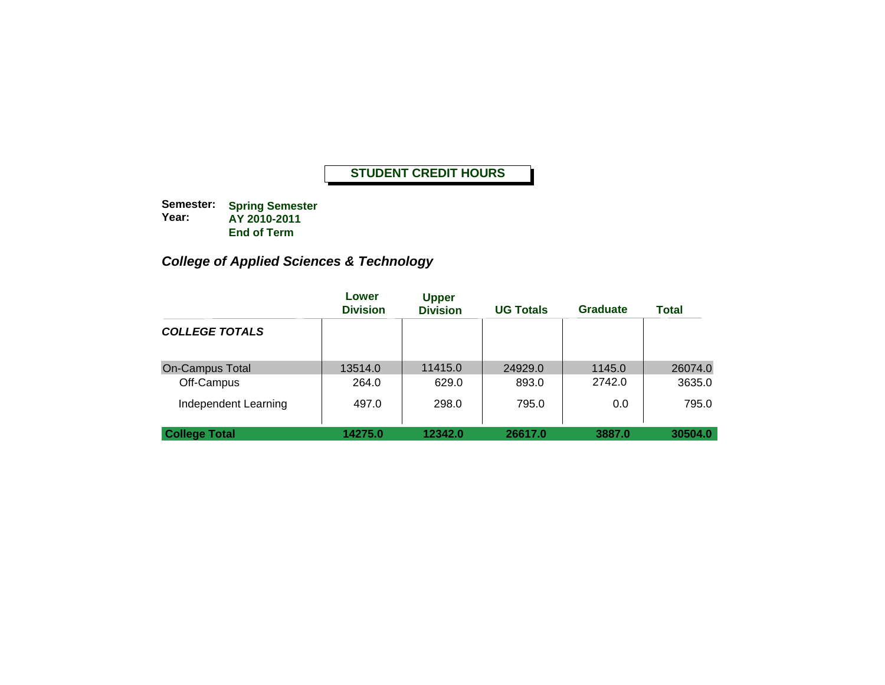# STUDENT CREDIT HOURS

**Semester:** **Spring Semester**
**Year:** **AY 2010-2011**
**End of Term**

## *College of Applied Sciences & Technology*

| | Lower Division | Upper Division | UG Totals | Graduate | Total |
|---|---|---|---|---|---|
| ***COLLEGE TOTALS*** | | | | | |
| On-Campus Total | 13514.0 | 11415.0 | 24929.0 | 1145.0 | 26074.0 |
| Off-Campus | 264.0 | 629.0 | 893.0 | 2742.0 | 3635.0 |
| Independent Learning | 497.0 | 298.0 | 795.0 | 0.0 | 795.0 |
| **College Total** | **14275.0** | **12342.0** | **26617.0** | **3887.0** | **30504.0** |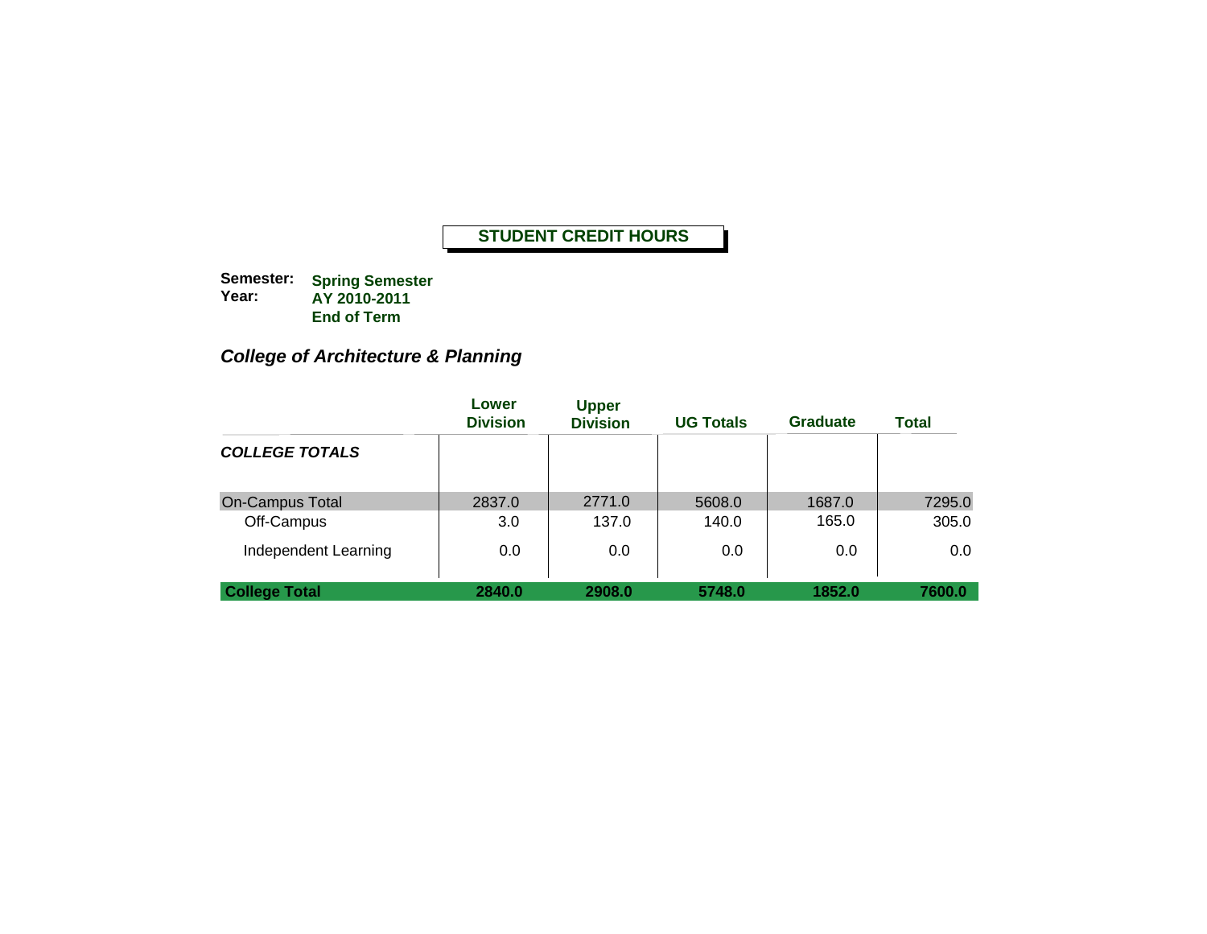# STUDENT CREDIT HOURS

**Semester:** **Spring Semester**
**Year:** **AY 2010-2011**
**End of Term**

## *College of Architecture & Planning*

| | Lower Division | Upper Division | UG Totals | Graduate | Total |
|---|---|---|---|---|---|
| ***COLLEGE TOTALS*** | | | | | |
| On-Campus Total | 2837.0 | 2771.0 | 5608.0 | 1687.0 | 7295.0 |
| Off-Campus | 3.0 | 137.0 | 140.0 | 165.0 | 305.0 |
| Independent Learning | 0.0 | 0.0 | 0.0 | 0.0 | 0.0 |
| **College Total** | **2840.0** | **2908.0** | **5748.0** | **1852.0** | **7600.0** |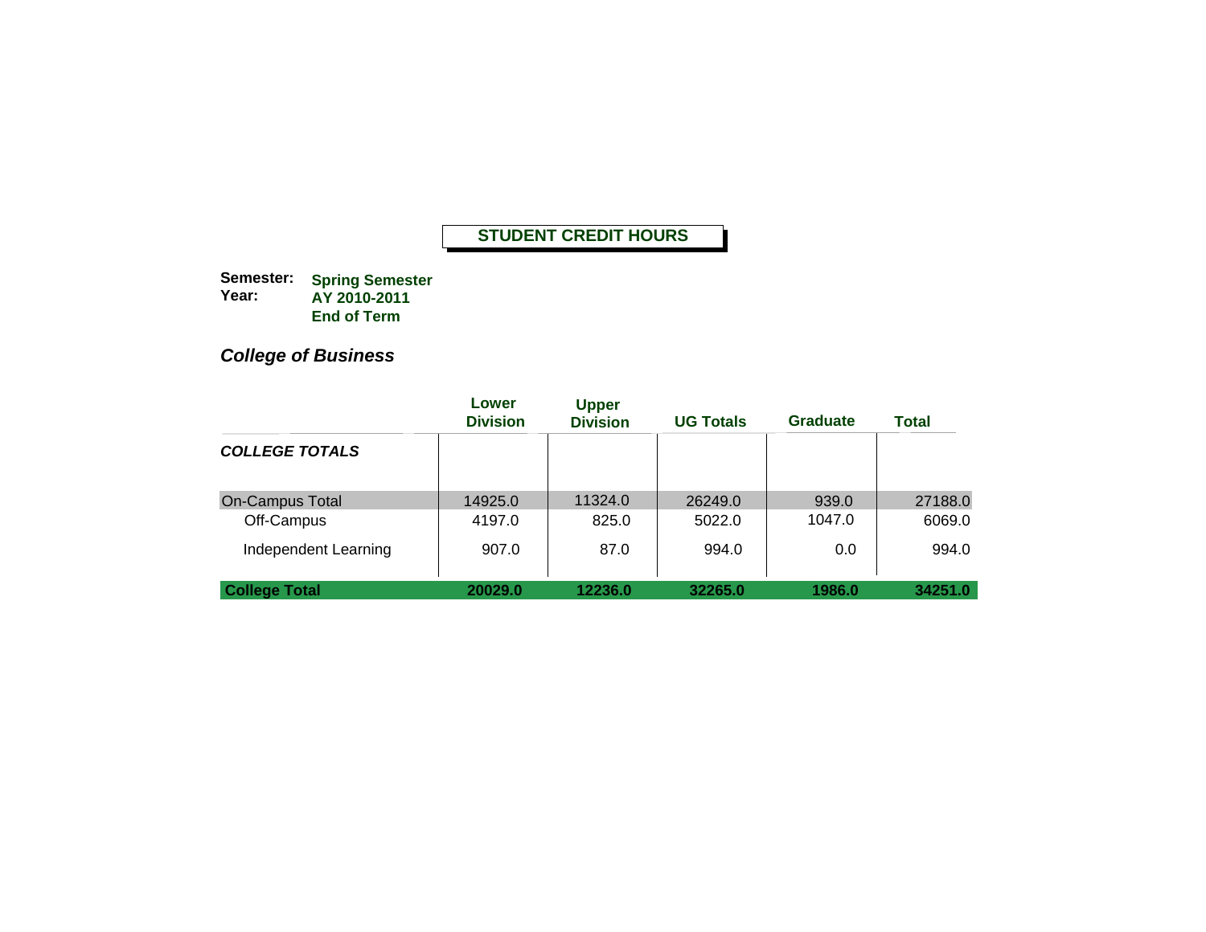**STUDENT CREDIT HOURS**

**Semester:** **Spring Semester**
**Year:** **AY 2010-2011**
**End of Term**

### *College of Business*

| | Lower Division | Upper Division | UG Totals | Graduate | Total |
|---|---|---|---|---|---|
| ***COLLEGE TOTALS*** | | | | | |
| On-Campus Total | 14925.0 | 11324.0 | 26249.0 | 939.0 | 27188.0 |
| Off-Campus | 4197.0 | 825.0 | 5022.0 | 1047.0 | 6069.0 |
| Independent Learning | 907.0 | 87.0 | 994.0 | 0.0 | 994.0 |
| **College Total** | **20029.0** | **12236.0** | **32265.0** | **1986.0** | **34251.0** |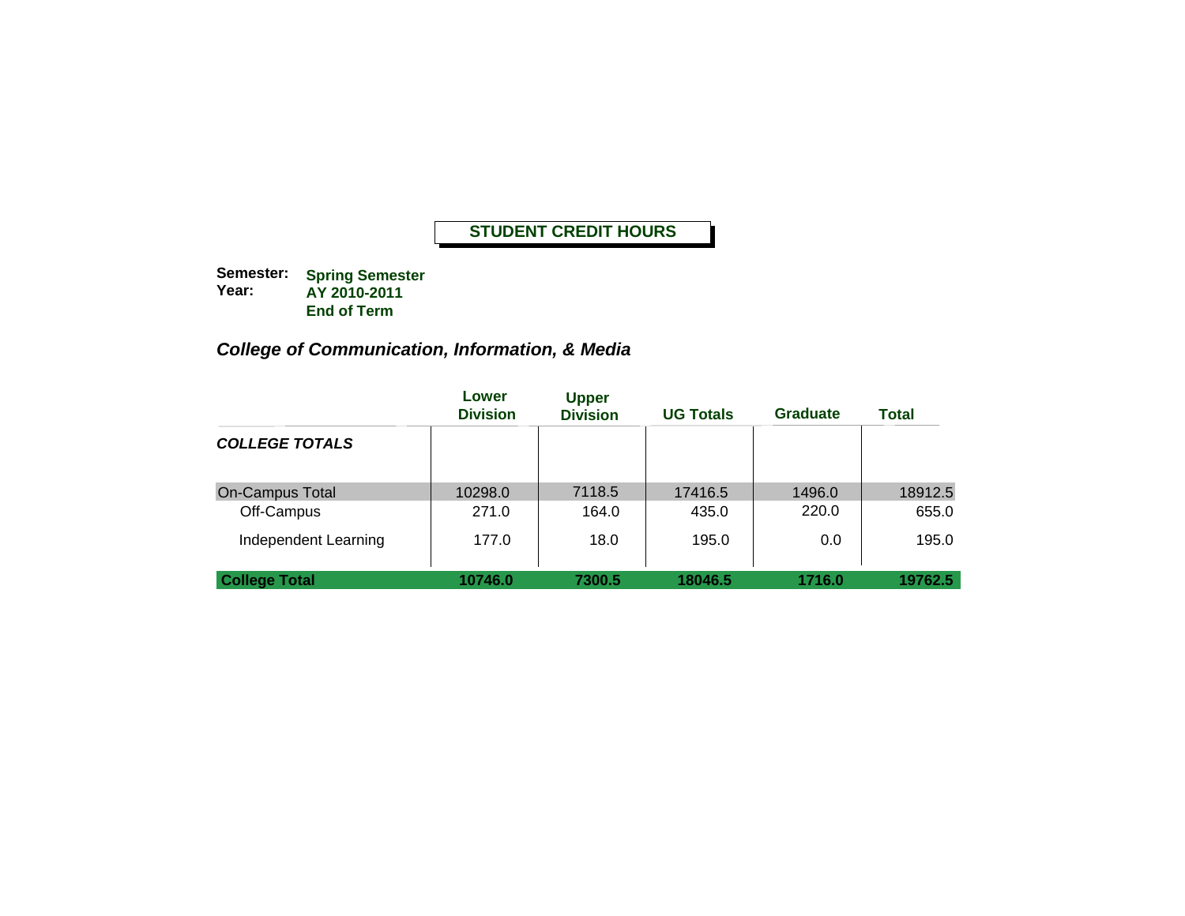**STUDENT CREDIT HOURS**

**Semester:** **Spring Semester**
**Year:** **AY 2010-2011**
**End of Term**

### *College of Communication, Information, & Media*

| | Lower Division | Upper Division | UG Totals | Graduate | Total |
|---|---|---|---|---|---|
| ***COLLEGE TOTALS*** | | | | | |
| On-Campus Total | 10298.0 | 7118.5 | 17416.5 | 1496.0 | 18912.5 |
| Off-Campus | 271.0 | 164.0 | 435.0 | 220.0 | 655.0 |
| Independent Learning | 177.0 | 18.0 | 195.0 | 0.0 | 195.0 |
| **College Total** | **10746.0** | **7300.5** | **18046.5** | **1716.0** | **19762.5** |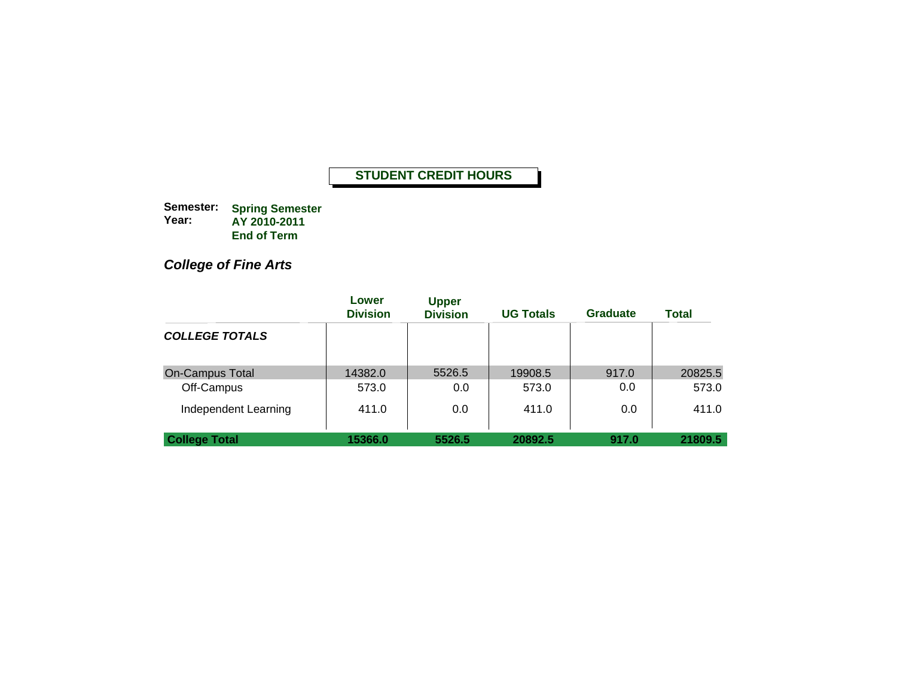**STUDENT CREDIT HOURS**

**Semester:** **Spring Semester**
**Year:** **AY 2010-2011**
**End of Term**

### *College of Fine Arts*

| | Lower Division | Upper Division | UG Totals | Graduate | Total |
|---|---|---|---|---|---|
| ***COLLEGE TOTALS*** | | | | | |
| On-Campus Total | 14382.0 | 5526.5 | 19908.5 | 917.0 | 20825.5 |
| Off-Campus | 573.0 | 0.0 | 573.0 | 0.0 | 573.0 |
| Independent Learning | 411.0 | 0.0 | 411.0 | 0.0 | 411.0 |
| **College Total** | **15366.0** | **5526.5** | **20892.5** | **917.0** | **21809.5** |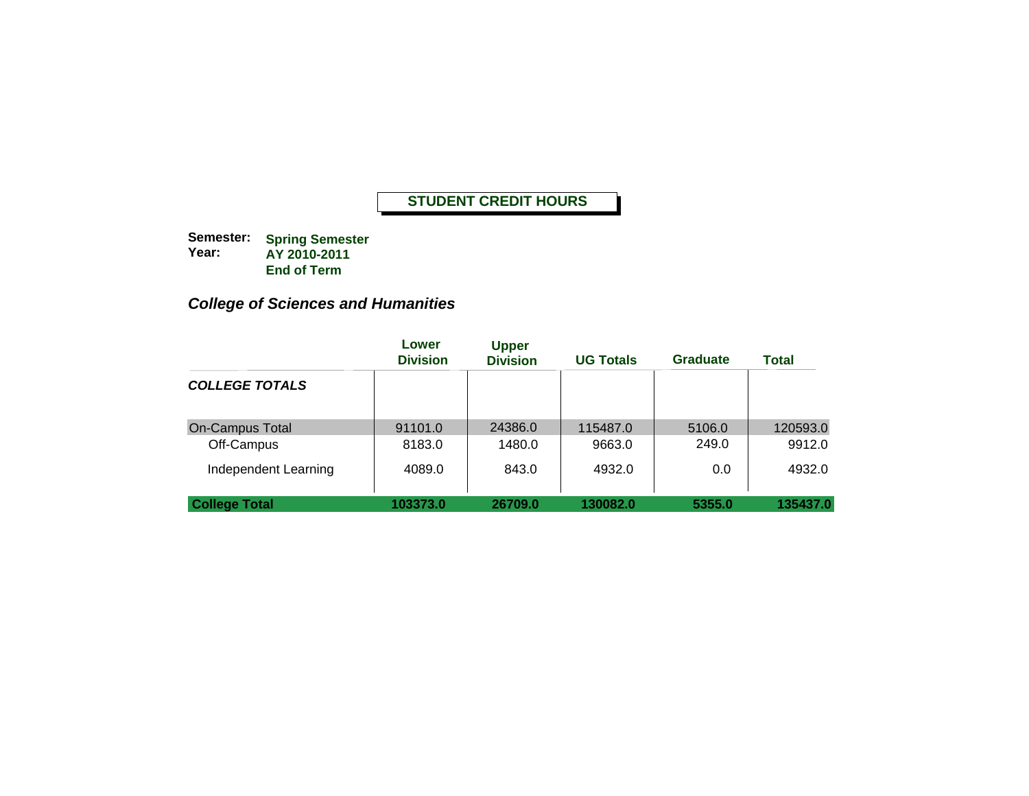# STUDENT CREDIT HOURS

**Semester:** **Spring Semester**
**Year:** **AY 2010-2011**
**End of Term**

## *College of Sciences and Humanities*

| | Lower Division | Upper Division | UG Totals | Graduate | Total |
|---|---|---|---|---|---|
| ***COLLEGE TOTALS*** | | | | | |
| On-Campus Total | 91101.0 | 24386.0 | 115487.0 | 5106.0 | 120593.0 |
| Off-Campus | 8183.0 | 1480.0 | 9663.0 | 249.0 | 9912.0 |
| Independent Learning | 4089.0 | 843.0 | 4932.0 | 0.0 | 4932.0 |
| **College Total** | **103373.0** | **26709.0** | **130082.0** | **5355.0** | **135437.0** |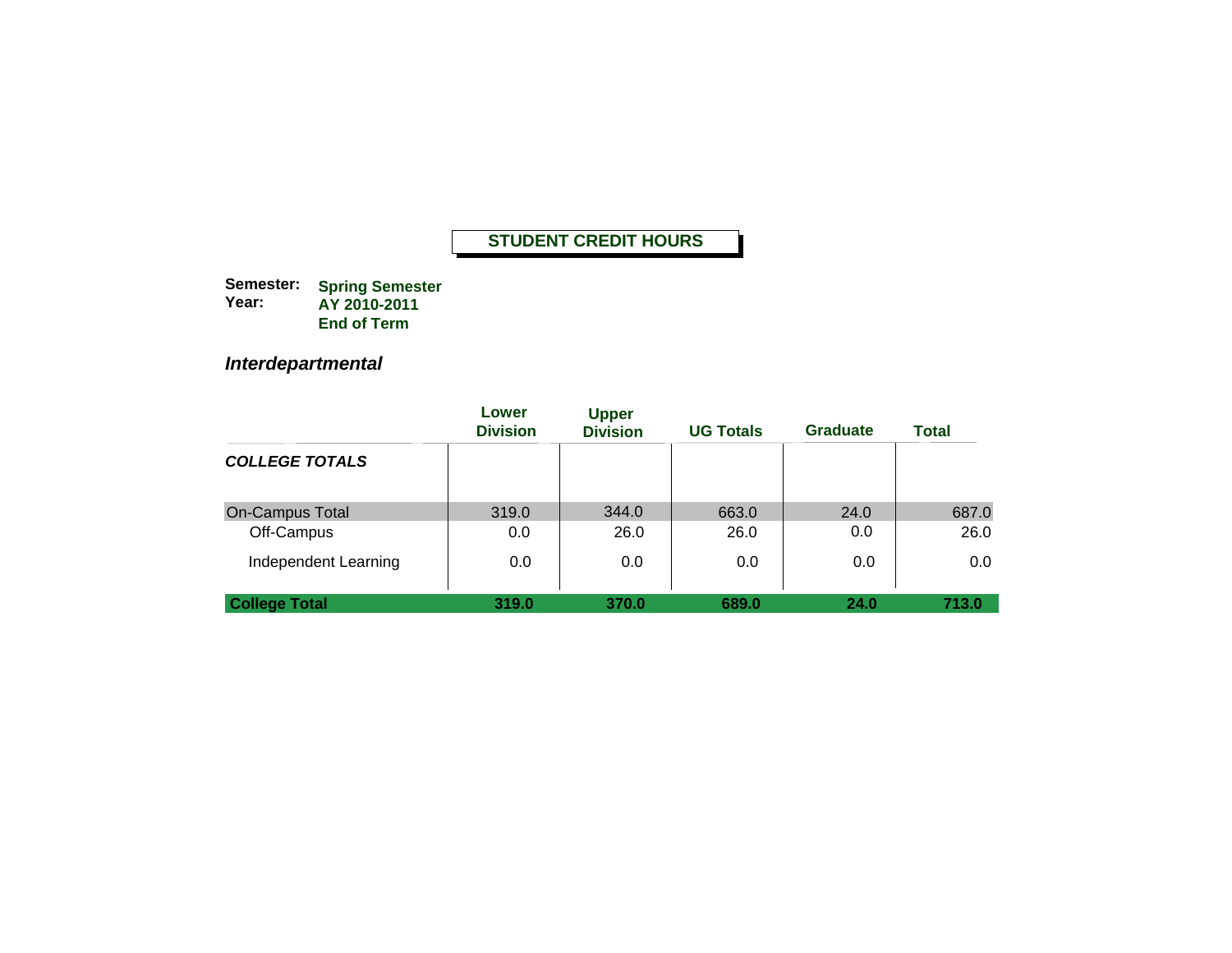**STUDENT CREDIT HOURS**

**Semester:** **Spring Semester**
**Year:** **AY 2010-2011**
**End of Term**

### *Interdepartmental*

| | Lower Division | Upper Division | UG Totals | Graduate | Total |
|---|---|---|---|---|---|
| ***COLLEGE TOTALS*** | | | | | |
| On-Campus Total | 319.0 | 344.0 | 663.0 | 24.0 | 687.0 |
| Off-Campus | 0.0 | 26.0 | 26.0 | 0.0 | 26.0 |
| Independent Learning | 0.0 | 0.0 | 0.0 | 0.0 | 0.0 |
| **College Total** | **319.0** | **370.0** | **689.0** | **24.0** | **713.0** |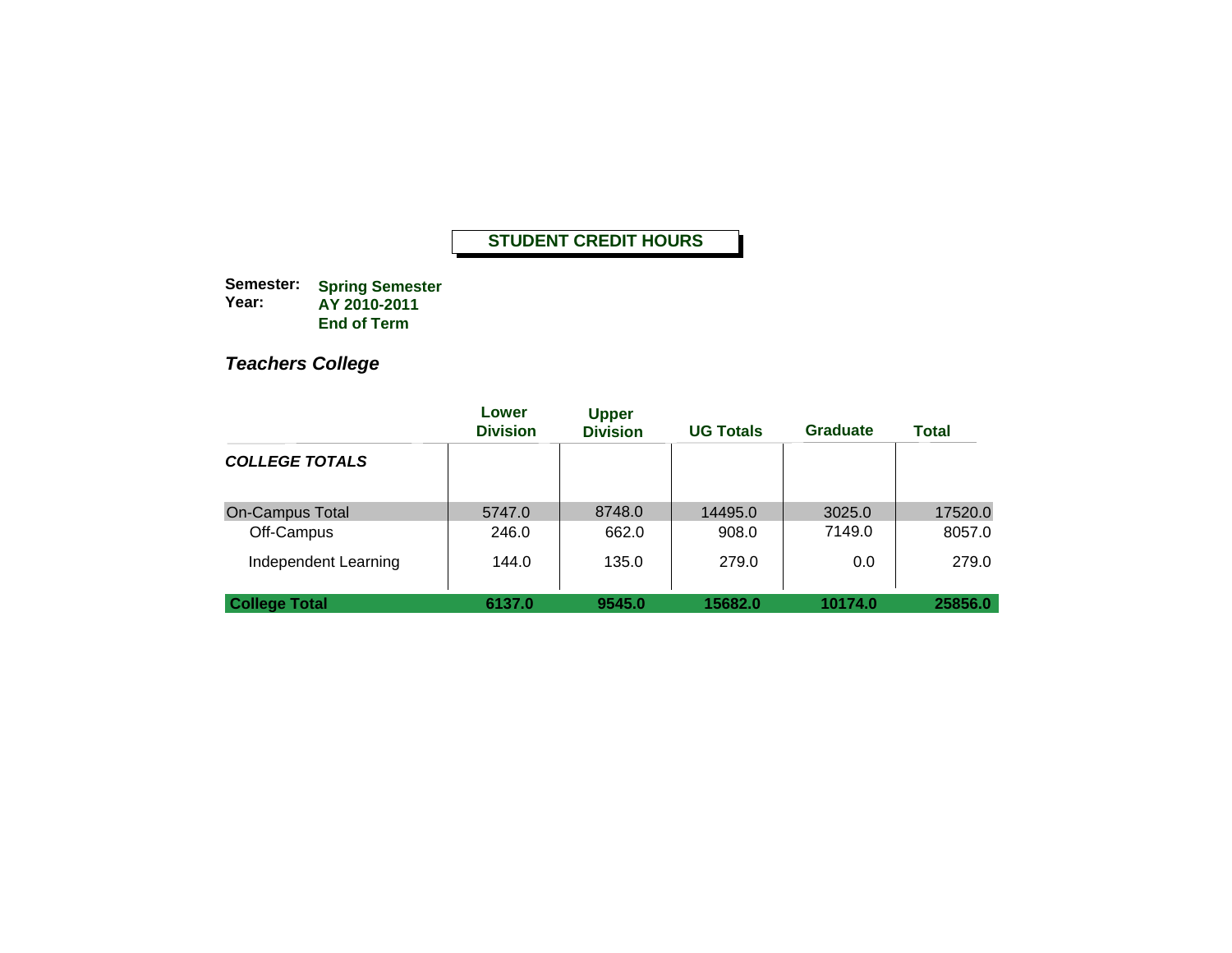**STUDENT CREDIT HOURS**

**Semester:** **Spring Semester**
**Year:** **AY 2010-2011**
**End of Term**

## *Teachers College*

| | Lower Division | Upper Division | UG Totals | Graduate | Total |
|---|---|---|---|---|---|
| ***COLLEGE TOTALS*** | | | | | |
| On-Campus Total | 5747.0 | 8748.0 | 14495.0 | 3025.0 | 17520.0 |
| Off-Campus | 246.0 | 662.0 | 908.0 | 7149.0 | 8057.0 |
| Independent Learning | 144.0 | 135.0 | 279.0 | 0.0 | 279.0 |
| **College Total** | **6137.0** | **9545.0** | **15682.0** | **10174.0** | **25856.0** |